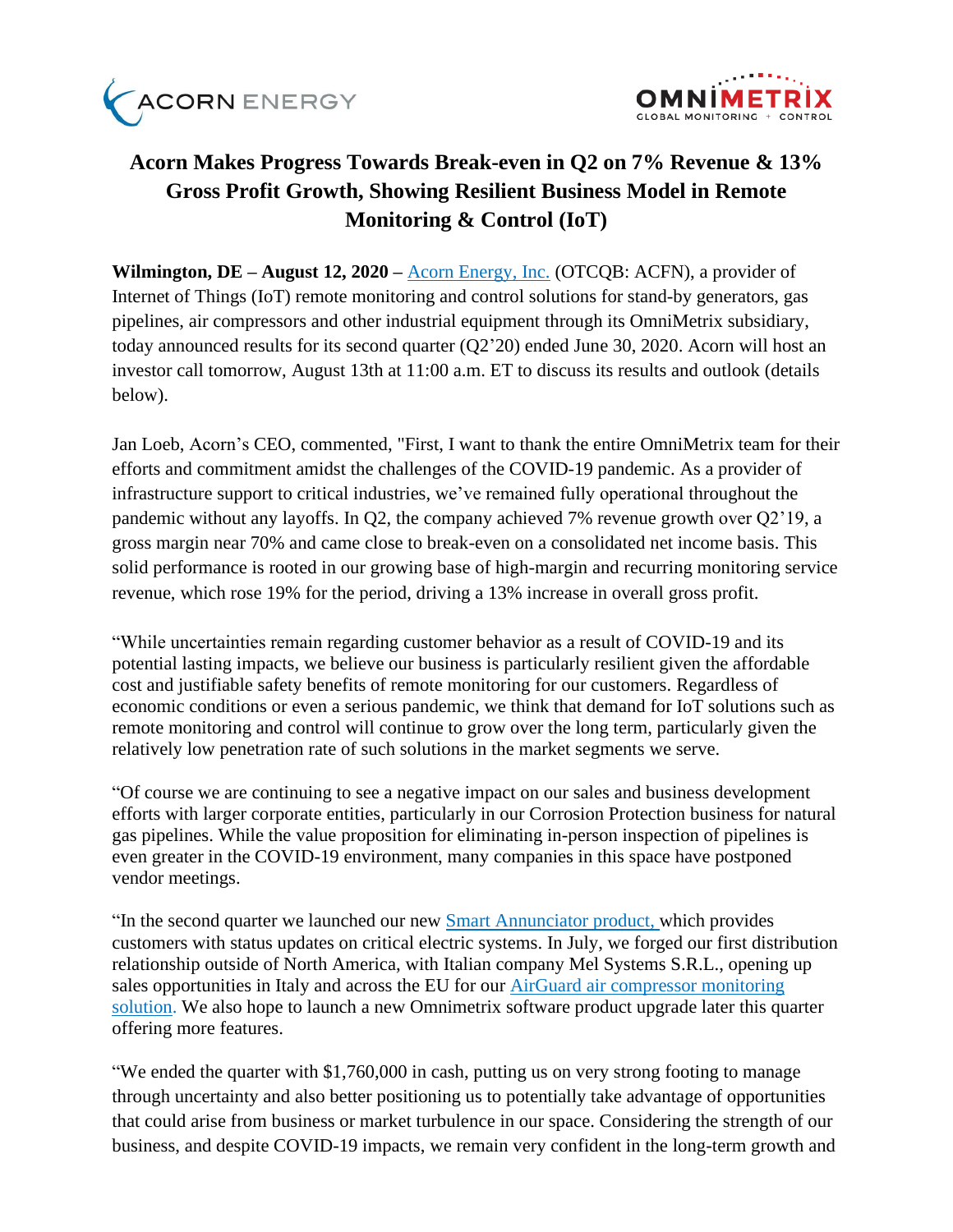# Acorn Makes Progress Towards Break-even in Q2 on 7% Revenue & 13% Gross Profit Growth, Showing Resilient Business Model in Remote Monitoring & Control (IoT)

**Wilmington, DE – August 12, 2020 –** [Acorn Energy, Inc.](#) (OTCQB: ACFN), a provider of Internet of Things (IoT) remote monitoring and control solutions for stand-by generators, gas pipelines, air compressors and other industrial equipment through its OmniMetrix subsidiary, today announced results for its second quarter (Q2'20) ended June 30, 2020. Acorn will host an investor call tomorrow, August 13th at 11:00 a.m. ET to discuss its results and outlook (details below).

Jan Loeb, Acorn's CEO, commented, "First, I want to thank the entire OmniMetrix team for their efforts and commitment amidst the challenges of the COVID-19 pandemic. As a provider of infrastructure support to critical industries, we've remained fully operational throughout the pandemic without any layoffs. In Q2, the company achieved 7% revenue growth over Q2'19, a gross margin near 70% and came close to break-even on a consolidated net income basis. This solid performance is rooted in our growing base of high-margin and recurring monitoring service revenue, which rose 19% for the period, driving a 13% increase in overall gross profit.

"While uncertainties remain regarding customer behavior as a result of COVID-19 and its potential lasting impacts, we believe our business is particularly resilient given the affordable cost and justifiable safety benefits of remote monitoring for our customers. Regardless of economic conditions or even a serious pandemic, we think that demand for IoT solutions such as remote monitoring and control will continue to grow over the long term, particularly given the relatively low penetration rate of such solutions in the market segments we serve.

"Of course we are continuing to see a negative impact on our sales and business development efforts with larger corporate entities, particularly in our Corrosion Protection business for natural gas pipelines. While the value proposition for eliminating in-person inspection of pipelines is even greater in the COVID-19 environment, many companies in this space have postponed vendor meetings.

"In the second quarter we launched our new [Smart Annunciator product,](#) which provides customers with status updates on critical electric systems. In July, we forged our first distribution relationship outside of North America, with Italian company Mel Systems S.R.L., opening up sales opportunities in Italy and across the EU for our [AirGuard air compressor monitoring solution](#). We also hope to launch a new Omnimetrix software product upgrade later this quarter offering more features.

"We ended the quarter with $1,760,000 in cash, putting us on very strong footing to manage through uncertainty and also better positioning us to potentially take advantage of opportunities that could arise from business or market turbulence in our space. Considering the strength of our business, and despite COVID-19 impacts, we remain very confident in the long-term growth and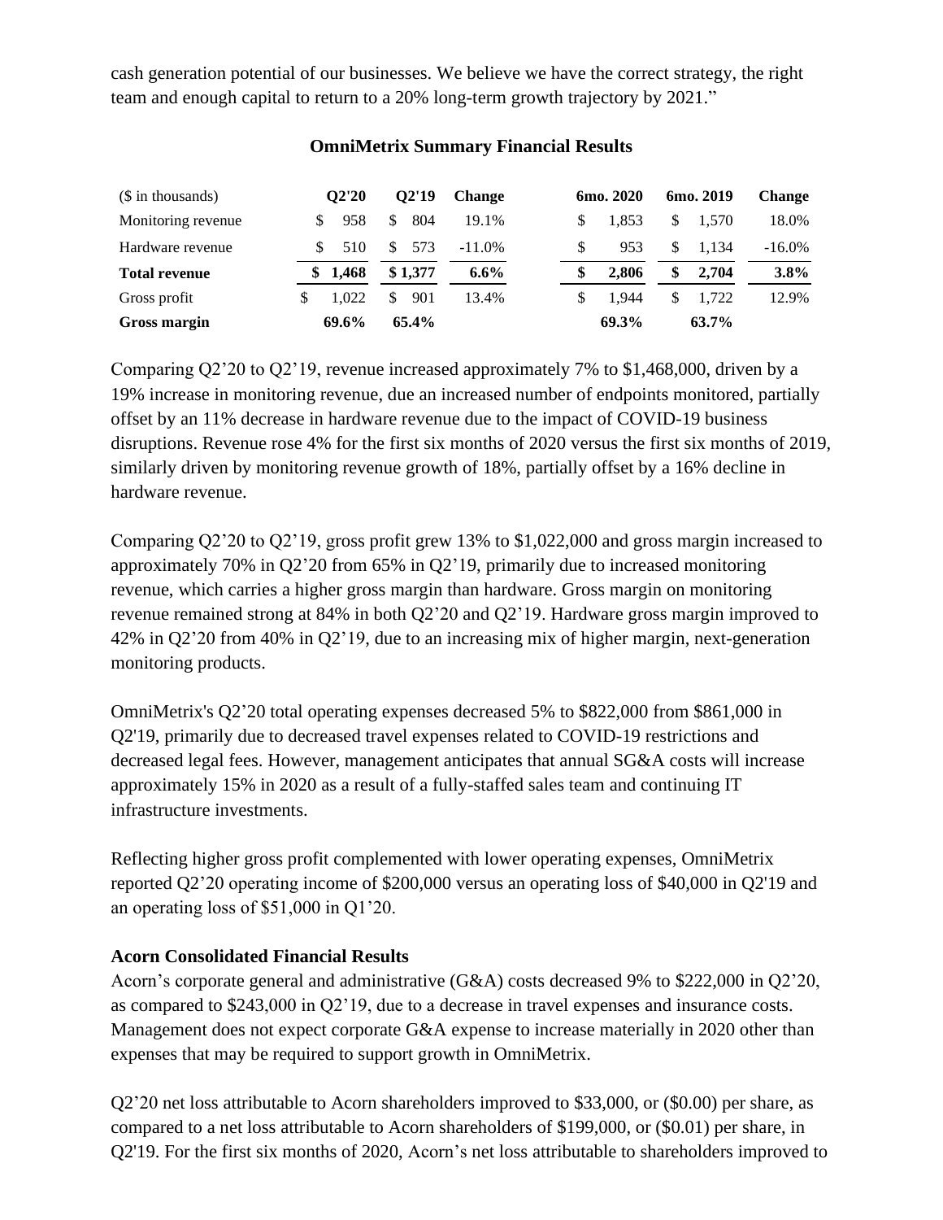cash generation potential of our businesses. We believe we have the correct strategy, the right team and enough capital to return to a 20% long-term growth trajectory by 2021."

**OmniMetrix Summary Financial Results**

| ($ in thousands) | Q2'20 | Q2'19 | Change | 6mo. 2020 | 6mo. 2019 | Change |
|---|---|---|---|---|---|---|
| Monitoring revenue | $ 958 | $ 804 | 19.1% | $ 1,853 | $ 1,570 | 18.0% |
| Hardware revenue | $ 510 | $ 573 | -11.0% | $ 953 | $ 1,134 | -16.0% |
| **Total revenue** | **$ 1,468** | **$ 1,377** | **6.6%** | **$ 2,806** | **$ 2,704** | **3.8%** |
| Gross profit | $ 1,022 | $ 901 | 13.4% | $ 1,944 | $ 1,722 | 12.9% |
| **Gross margin** | **69.6%** | **65.4%** | | **69.3%** | **63.7%** | |

Comparing Q2'20 to Q2'19, revenue increased approximately 7% to $1,468,000, driven by a 19% increase in monitoring revenue, due an increased number of endpoints monitored, partially offset by an 11% decrease in hardware revenue due to the impact of COVID-19 business disruptions. Revenue rose 4% for the first six months of 2020 versus the first six months of 2019, similarly driven by monitoring revenue growth of 18%, partially offset by a 16% decline in hardware revenue.

Comparing Q2'20 to Q2'19, gross profit grew 13% to $1,022,000 and gross margin increased to approximately 70% in Q2'20 from 65% in Q2'19, primarily due to increased monitoring revenue, which carries a higher gross margin than hardware. Gross margin on monitoring revenue remained strong at 84% in both Q2'20 and Q2'19. Hardware gross margin improved to 42% in Q2'20 from 40% in Q2'19, due to an increasing mix of higher margin, next-generation monitoring products.

OmniMetrix's Q2'20 total operating expenses decreased 5% to $822,000 from $861,000 in Q2'19, primarily due to decreased travel expenses related to COVID-19 restrictions and decreased legal fees. However, management anticipates that annual SG&A costs will increase approximately 15% in 2020 as a result of a fully-staffed sales team and continuing IT infrastructure investments.

Reflecting higher gross profit complemented with lower operating expenses, OmniMetrix reported Q2'20 operating income of $200,000 versus an operating loss of $40,000 in Q2'19 and an operating loss of $51,000 in Q1'20.

**Acorn Consolidated Financial Results**

Acorn's corporate general and administrative (G&A) costs decreased 9% to $222,000 in Q2'20, as compared to $243,000 in Q2'19, due to a decrease in travel expenses and insurance costs. Management does not expect corporate G&A expense to increase materially in 2020 other than expenses that may be required to support growth in OmniMetrix.

Q2'20 net loss attributable to Acorn shareholders improved to $33,000, or ($0.00) per share, as compared to a net loss attributable to Acorn shareholders of $199,000, or ($0.01) per share, in Q2'19. For the first six months of 2020, Acorn's net loss attributable to shareholders improved to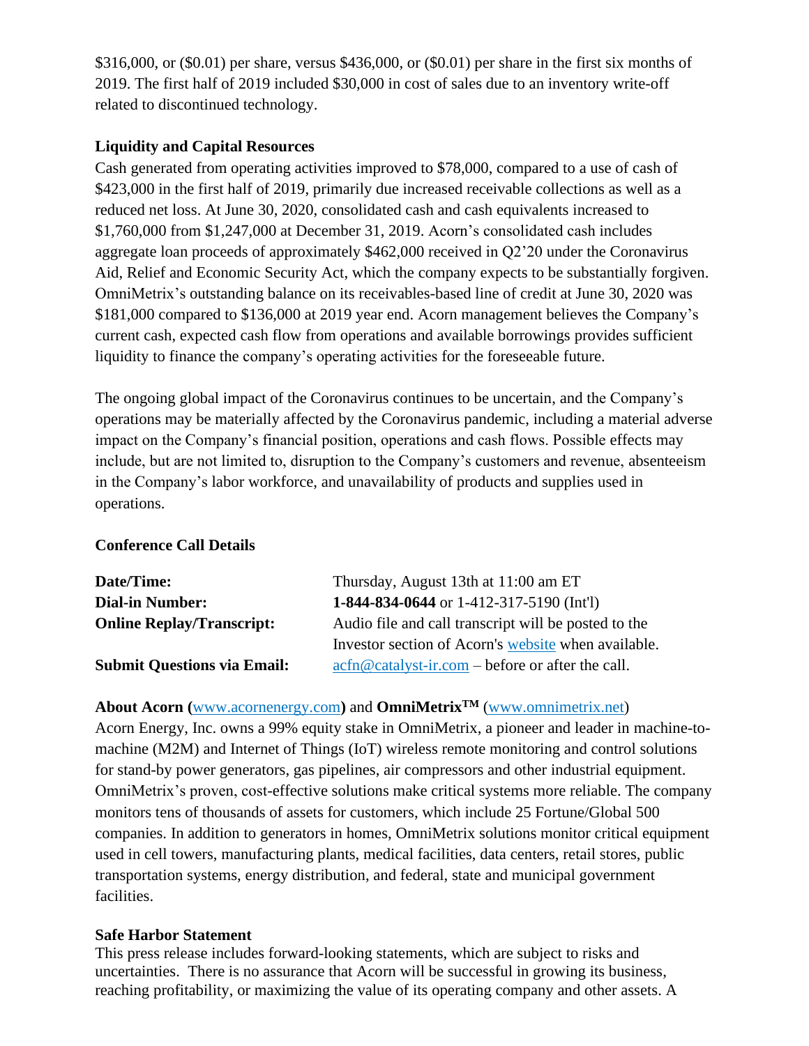$316,000, or ($0.01) per share, versus $436,000, or ($0.01) per share in the first six months of 2019. The first half of 2019 included $30,000 in cost of sales due to an inventory write-off related to discontinued technology.

**Liquidity and Capital Resources**

Cash generated from operating activities improved to $78,000, compared to a use of cash of $423,000 in the first half of 2019, primarily due increased receivable collections as well as a reduced net loss. At June 30, 2020, consolidated cash and cash equivalents increased to $1,760,000 from $1,247,000 at December 31, 2019. Acorn's consolidated cash includes aggregate loan proceeds of approximately $462,000 received in Q2'20 under the Coronavirus Aid, Relief and Economic Security Act, which the company expects to be substantially forgiven. OmniMetrix's outstanding balance on its receivables-based line of credit at June 30, 2020 was $181,000 compared to $136,000 at 2019 year end. Acorn management believes the Company's current cash, expected cash flow from operations and available borrowings provides sufficient liquidity to finance the company's operating activities for the foreseeable future.

The ongoing global impact of the Coronavirus continues to be uncertain, and the Company's operations may be materially affected by the Coronavirus pandemic, including a material adverse impact on the Company's financial position, operations and cash flows. Possible effects may include, but are not limited to, disruption to the Company's customers and revenue, absenteeism in the Company's labor workforce, and unavailability of products and supplies used in operations.

**Conference Call Details**

| | |
|---|---|
| **Date/Time:** | Thursday, August 13th at 11:00 am ET |
| **Dial-in Number:** | **1-844-834-0644** or 1-412-317-5190 (Int'l) |
| **Online Replay/Transcript:** | Audio file and call transcript will be posted to the Investor section of Acorn's website when available. |
| **Submit Questions via Email:** | acfn@catalyst-ir.com – before or after the call. |

**About Acorn (**www.acornenergy.com**)** and **OmniMetrix™** (www.omnimetrix.net)

Acorn Energy, Inc. owns a 99% equity stake in OmniMetrix, a pioneer and leader in machine-to-machine (M2M) and Internet of Things (IoT) wireless remote monitoring and control solutions for stand-by power generators, gas pipelines, air compressors and other industrial equipment. OmniMetrix's proven, cost-effective solutions make critical systems more reliable. The company monitors tens of thousands of assets for customers, which include 25 Fortune/Global 500 companies. In addition to generators in homes, OmniMetrix solutions monitor critical equipment used in cell towers, manufacturing plants, medical facilities, data centers, retail stores, public transportation systems, energy distribution, and federal, state and municipal government facilities.

**Safe Harbor Statement**

This press release includes forward-looking statements, which are subject to risks and uncertainties. There is no assurance that Acorn will be successful in growing its business, reaching profitability, or maximizing the value of its operating company and other assets. A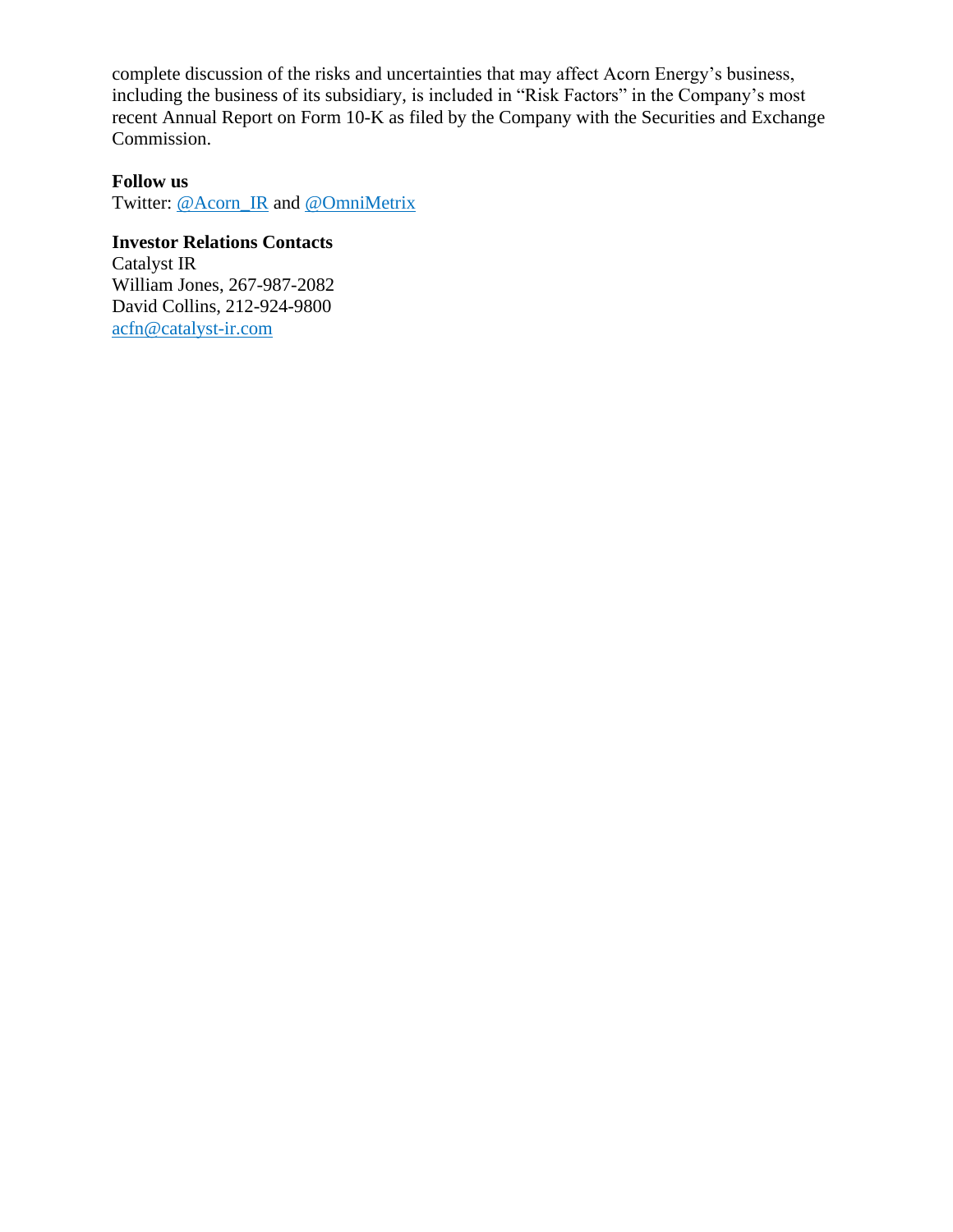complete discussion of the risks and uncertainties that may affect Acorn Energy's business, including the business of its subsidiary, is included in "Risk Factors" in the Company's most recent Annual Report on Form 10-K as filed by the Company with the Securities and Exchange Commission.

**Follow us**
Twitter: [@Acorn_IR](@Acorn_IR) and [@OmniMetrix](@OmniMetrix)

**Investor Relations Contacts**
Catalyst IR
William Jones, 267-987-2082
David Collins, 212-924-9800
[acfn@catalyst-ir.com](mailto:acfn@catalyst-ir.com)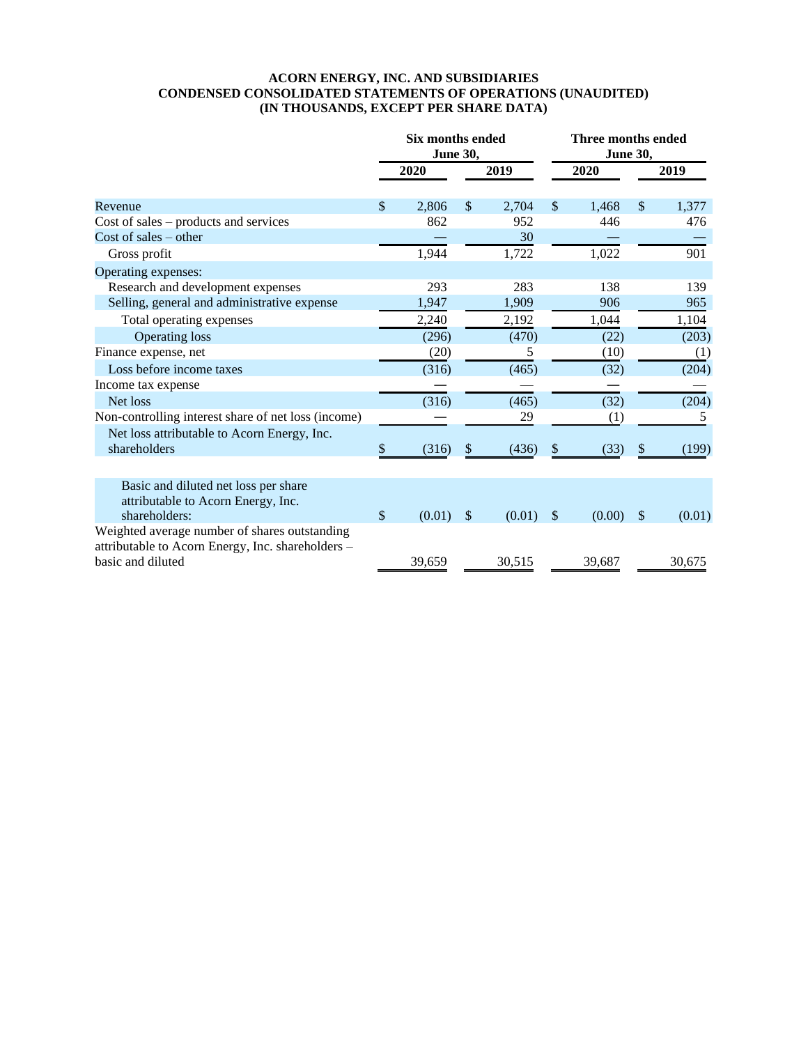**ACORN ENERGY, INC. AND SUBSIDIARIES**
**CONDENSED CONSOLIDATED STATEMENTS OF OPERATIONS (UNAUDITED)**
**(IN THOUSANDS, EXCEPT PER SHARE DATA)**

| | Six months ended June 30, | | Three months ended June 30, | |
|---|---|---|---|---|
| | **2020** | **2019** | **2020** | **2019** |
| Revenue | $ 2,806 | $ 2,704 | $ 1,468 | $ 1,377 |
| Cost of sales – products and services | 862 | 952 | 446 | 476 |
| Cost of sales – other | — | 30 | — | — |
| Gross profit | 1,944 | 1,722 | 1,022 | 901 |
| Operating expenses: | | | | |
| Research and development expenses | 293 | 283 | 138 | 139 |
| Selling, general and administrative expense | 1,947 | 1,909 | 906 | 965 |
| Total operating expenses | 2,240 | 2,192 | 1,044 | 1,104 |
| Operating loss | (296) | (470) | (22) | (203) |
| Finance expense, net | (20) | 5 | (10) | (1) |
| Loss before income taxes | (316) | (465) | (32) | (204) |
| Income tax expense | — | — | — | — |
| Net loss | (316) | (465) | (32) | (204) |
| Non-controlling interest share of net loss (income) | — | 29 | (1) | 5 |
| Net loss attributable to Acorn Energy, Inc. shareholders | $ (316) | $ (436) | $ (33) | $ (199) |
| | | | | |
| Basic and diluted net loss per share attributable to Acorn Energy, Inc. shareholders: | $ (0.01) | $ (0.01) | $ (0.00) | $ (0.01) |
| Weighted average number of shares outstanding attributable to Acorn Energy, Inc. shareholders – basic and diluted | 39,659 | 30,515 | 39,687 | 30,675 |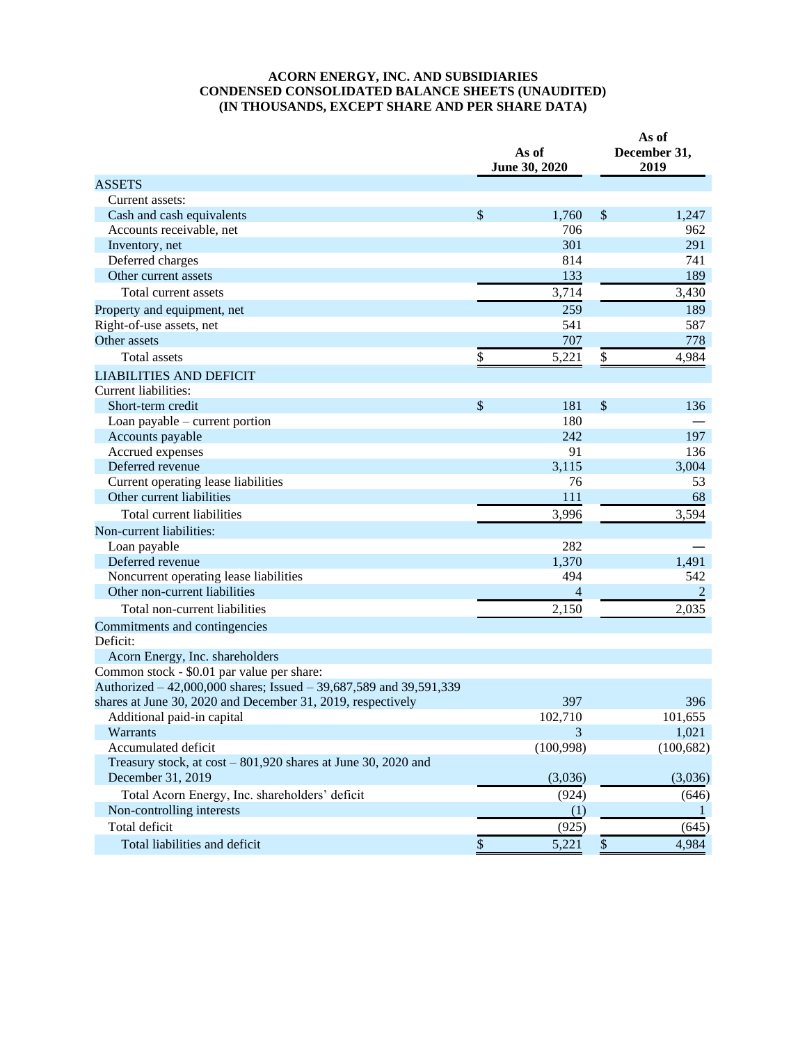**ACORN ENERGY, INC. AND SUBSIDIARIES**
**CONDENSED CONSOLIDATED BALANCE SHEETS (UNAUDITED)**
**(IN THOUSANDS, EXCEPT SHARE AND PER SHARE DATA)**

| | As of June 30, 2020 | As of December 31, 2019 |
|---|---|---|
| ASSETS | | |
| Current assets: | | |
| Cash and cash equivalents | $ 1,760 | $ 1,247 |
| Accounts receivable, net | 706 | 962 |
| Inventory, net | 301 | 291 |
| Deferred charges | 814 | 741 |
| Other current assets | 133 | 189 |
| Total current assets | 3,714 | 3,430 |
| Property and equipment, net | 259 | 189 |
| Right-of-use assets, net | 541 | 587 |
| Other assets | 707 | 778 |
| Total assets | $ 5,221 | $ 4,984 |
| LIABILITIES AND DEFICIT | | |
| Current liabilities: | | |
| Short-term credit | $ 181 | $ 136 |
| Loan payable – current portion | 180 | — |
| Accounts payable | 242 | 197 |
| Accrued expenses | 91 | 136 |
| Deferred revenue | 3,115 | 3,004 |
| Current operating lease liabilities | 76 | 53 |
| Other current liabilities | 111 | 68 |
| Total current liabilities | 3,996 | 3,594 |
| Non-current liabilities: | | |
| Loan payable | 282 | — |
| Deferred revenue | 1,370 | 1,491 |
| Noncurrent operating lease liabilities | 494 | 542 |
| Other non-current liabilities | 4 | 2 |
| Total non-current liabilities | 2,150 | 2,035 |
| Commitments and contingencies | | |
| Deficit: | | |
| Acorn Energy, Inc. shareholders | | |
| Common stock - $0.01 par value per share: Authorized – 42,000,000 shares; Issued – 39,687,589 and 39,591,339 shares at June 30, 2020 and December 31, 2019, respectively | 397 | 396 |
| Additional paid-in capital | 102,710 | 101,655 |
| Warrants | 3 | 1,021 |
| Accumulated deficit | (100,998) | (100,682) |
| Treasury stock, at cost – 801,920 shares at June 30, 2020 and December 31, 2019 | (3,036) | (3,036) |
| Total Acorn Energy, Inc. shareholders' deficit | (924) | (646) |
| Non-controlling interests | (1) | 1 |
| Total deficit | (925) | (645) |
| Total liabilities and deficit | $ 5,221 | $ 4,984 |